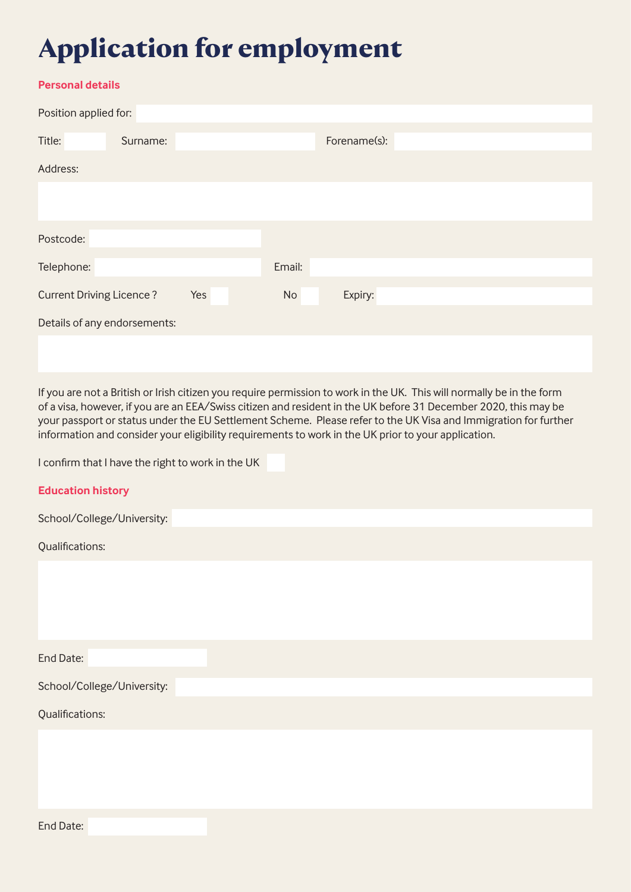# Application for employment

## Personal details

Position applied for:

Title: Surname: Forename(s):

Address:

Postcode:

Telephone: Email:

Current Driving Licence ? Yes No Expiry:

Details of any endorsements:

If you are not a British or Irish citizen you require permission to work in the UK. This will normally be in the form of a visa, however, if you are an EEA/Swiss citizen and resident in the UK before 31 December 2020, this may be your passport or status under the EU Settlement Scheme. Please refer to the UK Visa and Immigration for further information and consider your eligibility requirements to work in the UK prior to your application.

I confirm that I have the right to work in the UK

## Education history

School/College/University:

Qualifications:

End Date:

School/College/University:

Qualifications:

End Date: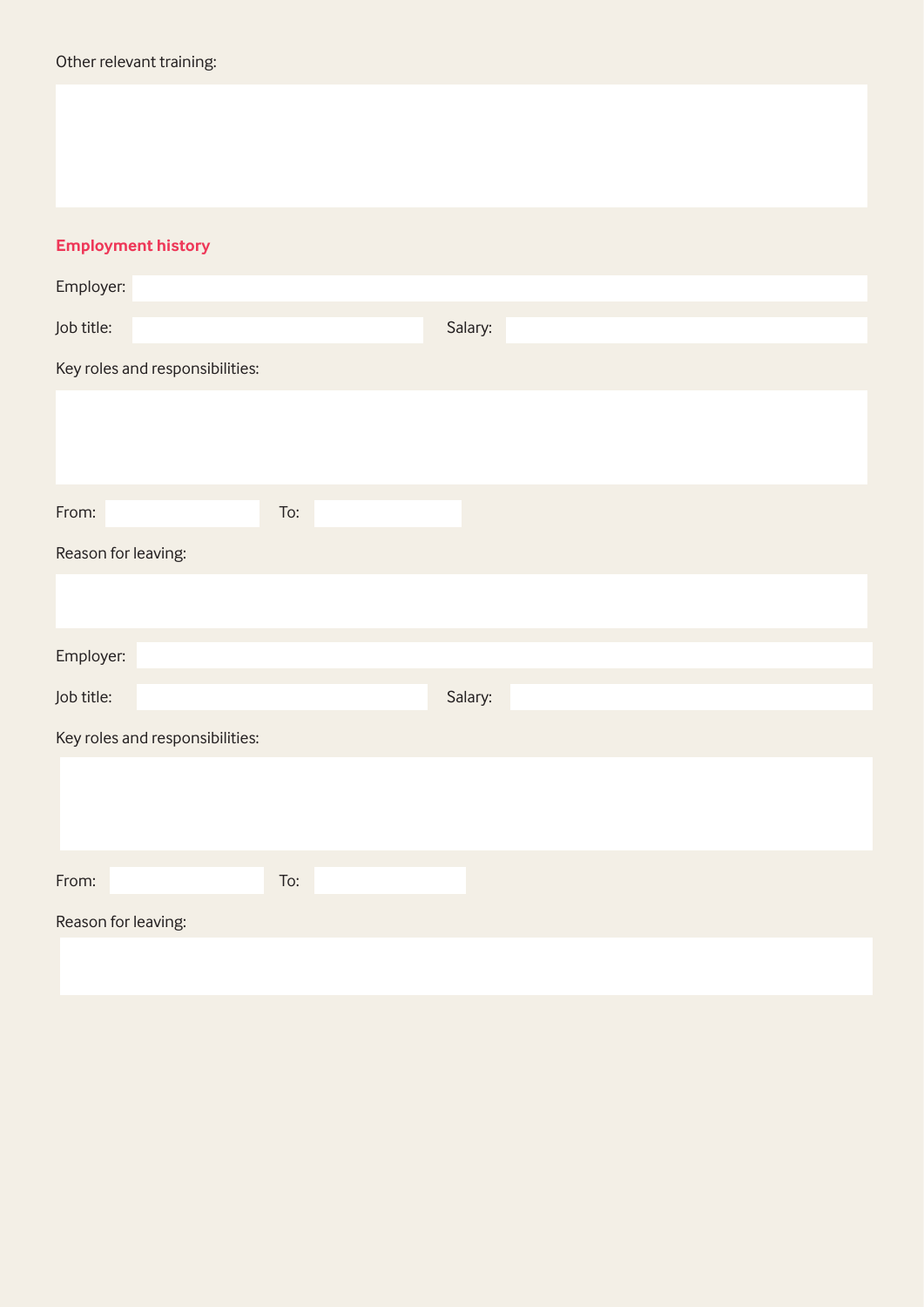Other relevant training:

## Employment history

Employer:

Job title: Salary:

Key roles and responsibilities:

From: To:

Reason for leaving:

Employer:

Job title: Salary:

Key roles and responsibilities:

From: To:

Reason for leaving: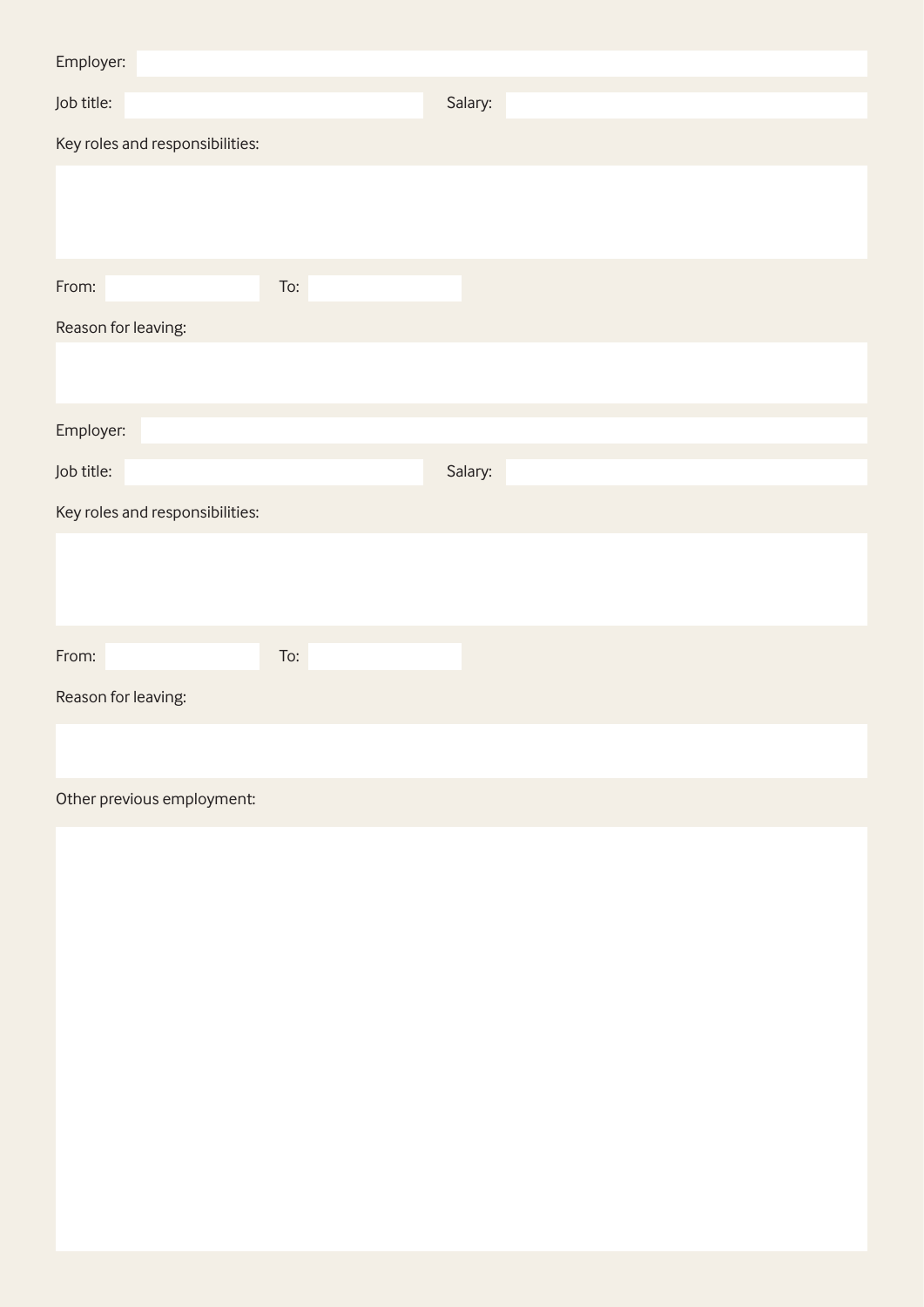Employer:

Job title: Salary:

Key roles and responsibilities:

From: To:

Reason for leaving:

Employer:

Job title: Salary:

Key roles and responsibilities:

From: To:

Reason for leaving:

Other previous employment: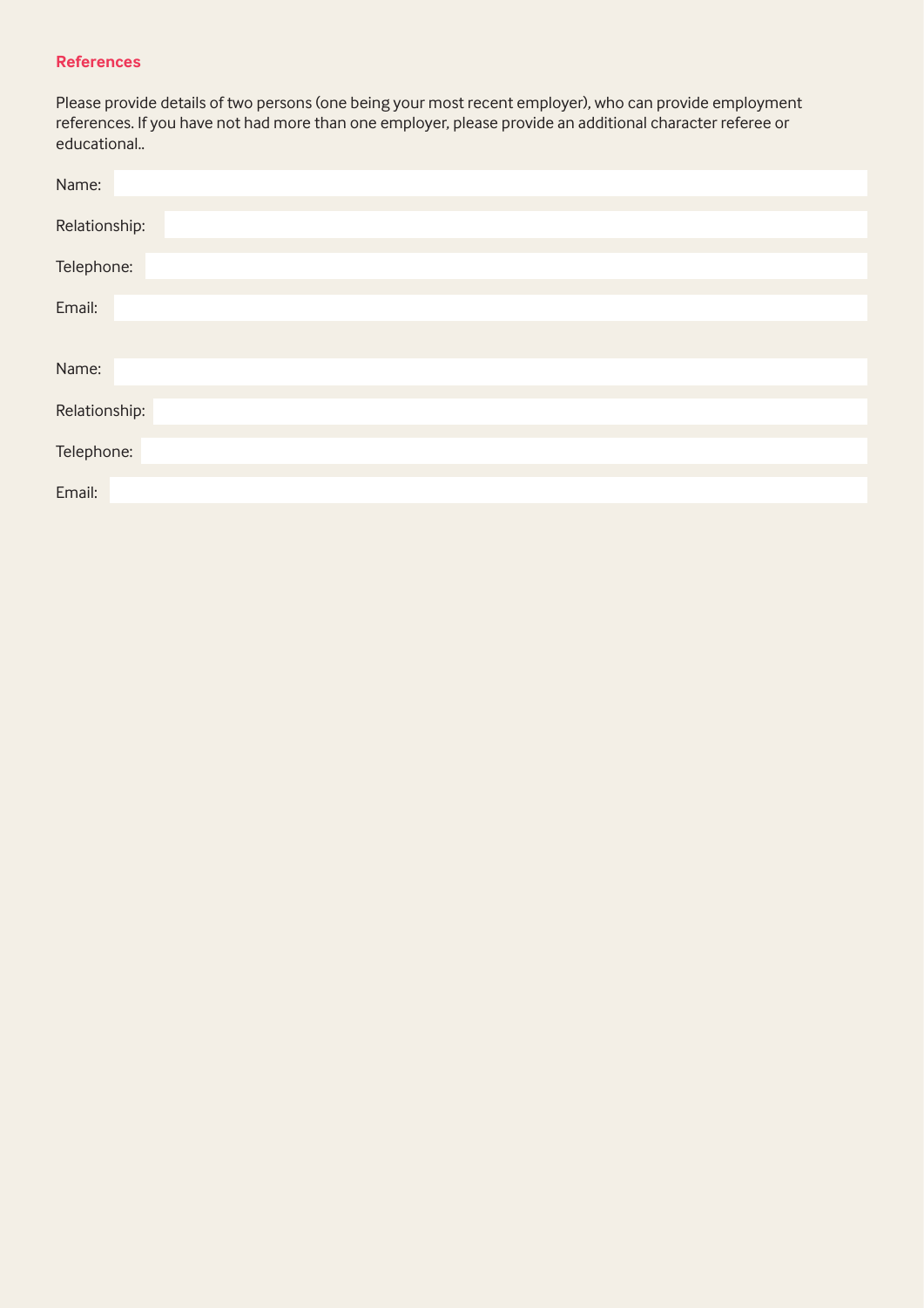## References

Please provide details of two persons (one being your most recent employer), who can provide employment references. If you have not had more than one employer, please provide an additional character referee or educational..

Name:

Relationship:

Telephone:

Email:

Name:

Relationship:

Telephone:

Email: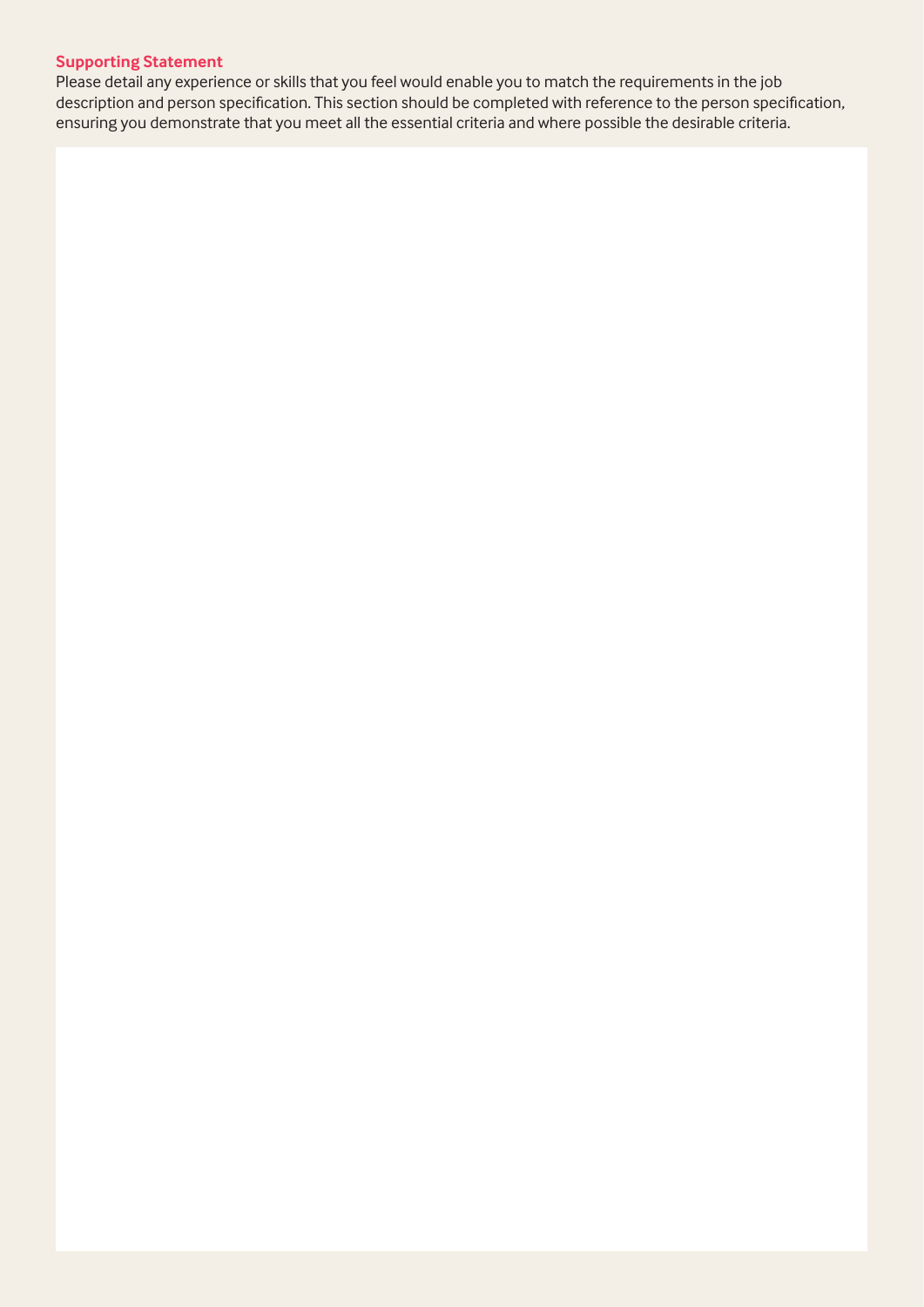**Supporting Statement**

Please detail any experience or skills that you feel would enable you to match the requirements in the job description and person specification. This section should be completed with reference to the person specification, ensuring you demonstrate that you meet all the essential criteria and where possible the desirable criteria.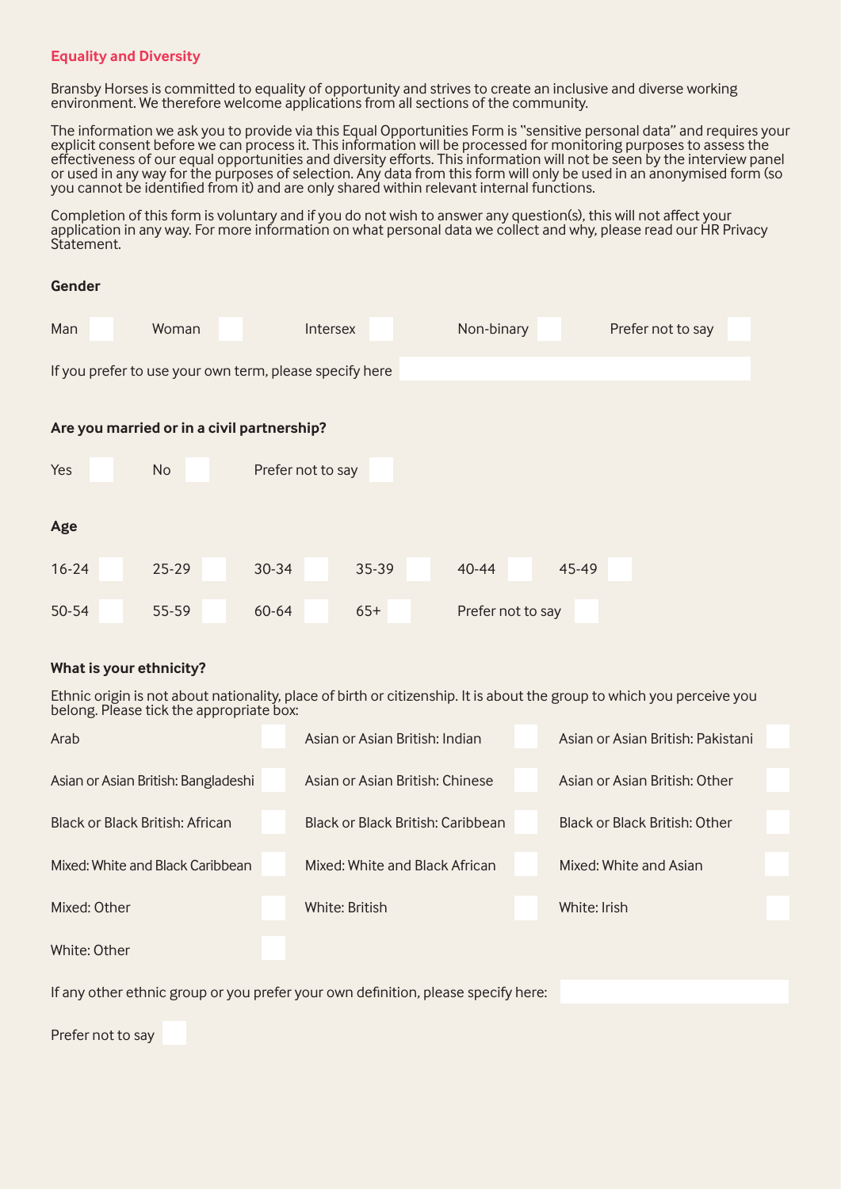## Equality and Diversity

Bransby Horses is committed to equality of opportunity and strives to create an inclusive and diverse working environment. We therefore welcome applications from all sections of the community.

The information we ask you to provide via this Equal Opportunities Form is "sensitive personal data" and requires your explicit consent before we can process it. This information will be processed for monitoring purposes to assess the effectiveness of our equal opportunities and diversity efforts. This information will not be seen by the interview panel or used in any way for the purposes of selection. Any data from this form will only be used in an anonymised form (so you cannot be identified from it) and are only shared within relevant internal functions.

Completion of this form is voluntary and if you do not wish to answer any question(s), this will not affect your application in any way. For more information on what personal data we collect and why, please read our HR Privacy Statement.

### Gender

Man ☐ Woman ☐ Intersex ☐ Non-binary ☐ Prefer not to say ☐

If you prefer to use your own term, please specify here ______

### Are you married or in a civil partnership?

Yes ☐ No ☐ Prefer not to say ☐

### Age

16-24 ☐ 25-29 ☐ 30-34 ☐ 35-39 ☐ 40-44 ☐ 45-49 ☐

50-54 ☐ 55-59 ☐ 60-64 ☐ 65+ ☐ Prefer not to say ☐

### What is your ethnicity?

Ethnic origin is not about nationality, place of birth or citizenship. It is about the group to which you perceive you belong. Please tick the appropriate box:

| | | |
|---|---|---|
| Arab ☐ | Asian or Asian British: Indian ☐ | Asian or Asian British: Pakistani ☐ |
| Asian or Asian British: Bangladeshi ☐ | Asian or Asian British: Chinese ☐ | Asian or Asian British: Other ☐ |
| Black or Black British: African ☐ | Black or Black British: Caribbean ☐ | Black or Black British: Other ☐ |
| Mixed: White and Black Caribbean ☐ | Mixed: White and Black African ☐ | Mixed: White and Asian ☐ |
| Mixed: Other ☐ | White: British ☐ | White: Irish ☐ |
| White: Other ☐ | | |

If any other ethnic group or you prefer your own definition, please specify here: ______

Prefer not to say ☐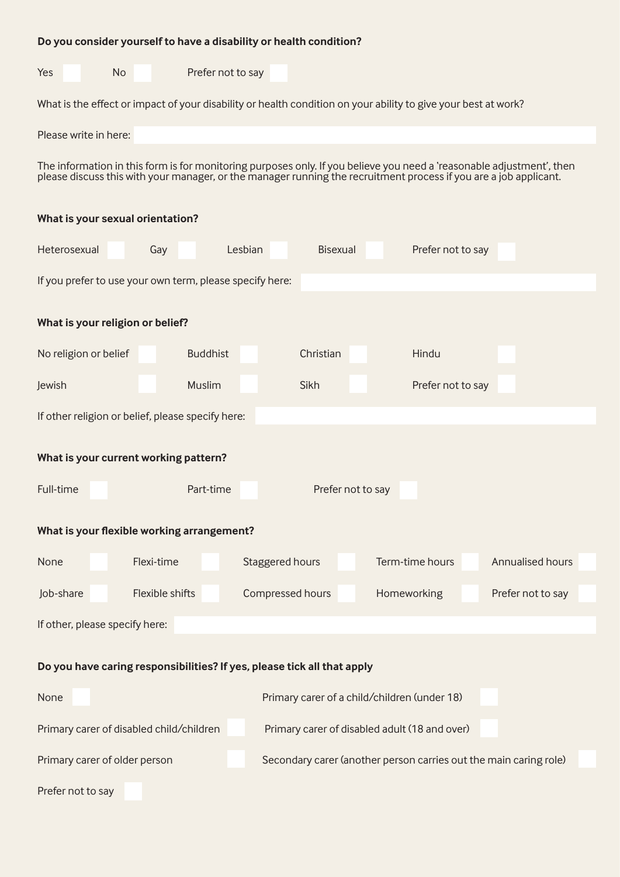**Do you consider yourself to have a disability or health condition?**

Yes ☐ No ☐ Prefer not to say ☐

What is the effect or impact of your disability or health condition on your ability to give your best at work?

Please write in here: ____________________

The information in this form is for monitoring purposes only. If you believe you need a 'reasonable adjustment', then please discuss this with your manager, or the manager running the recruitment process if you are a job applicant.

**What is your sexual orientation?**

Heterosexual ☐ Gay ☐ Lesbian ☐ Bisexual ☐ Prefer not to say ☐

If you prefer to use your own term, please specify here: ____________________

**What is your religion or belief?**

No religion or belief ☐ Buddhist ☐ Christian ☐ Hindu ☐

Jewish ☐ Muslim ☐ Sikh ☐ Prefer not to say ☐

If other religion or belief, please specify here: ____________________

**What is your current working pattern?**

Full-time ☐ Part-time ☐ Prefer not to say ☐

**What is your flexible working arrangement?**

None ☐ Flexi-time ☐ Staggered hours ☐ Term-time hours ☐ Annualised hours ☐

Job-share ☐ Flexible shifts ☐ Compressed hours ☐ Homeworking ☐ Prefer not to say ☐

If other, please specify here: ____________________

**Do you have caring responsibilities? If yes, please tick all that apply**

None ☐

Primary carer of a child/children (under 18) ☐

Primary carer of disabled child/children ☐

Primary carer of disabled adult (18 and over) ☐

Primary carer of older person ☐

Secondary carer (another person carries out the main caring role) ☐

Prefer not to say ☐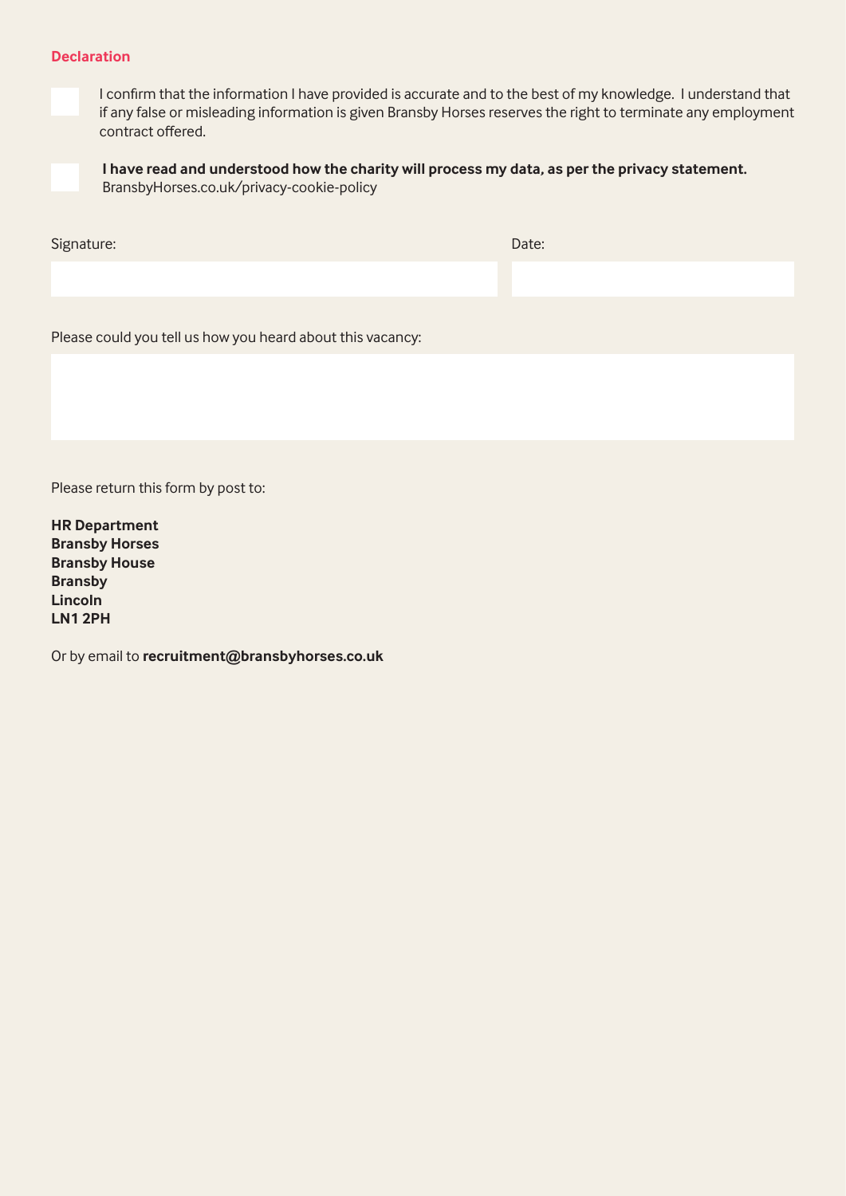## Declaration

- [ ] I confirm that the information I have provided is accurate and to the best of my knowledge. I understand that if any false or misleading information is given Bransby Horses reserves the right to terminate any employment contract offered.

- [ ] **I have read and understood how the charity will process my data, as per the privacy statement.** BransbyHorses.co.uk/privacy-cookie-policy

Signature:

Date:

Please could you tell us how you heard about this vacancy:

Please return this form by post to:

**HR Department**
**Bransby Horses**
**Bransby House**
**Bransby**
**Lincoln**
**LN1 2PH**

Or by email to **recruitment@bransbyhorses.co.uk**